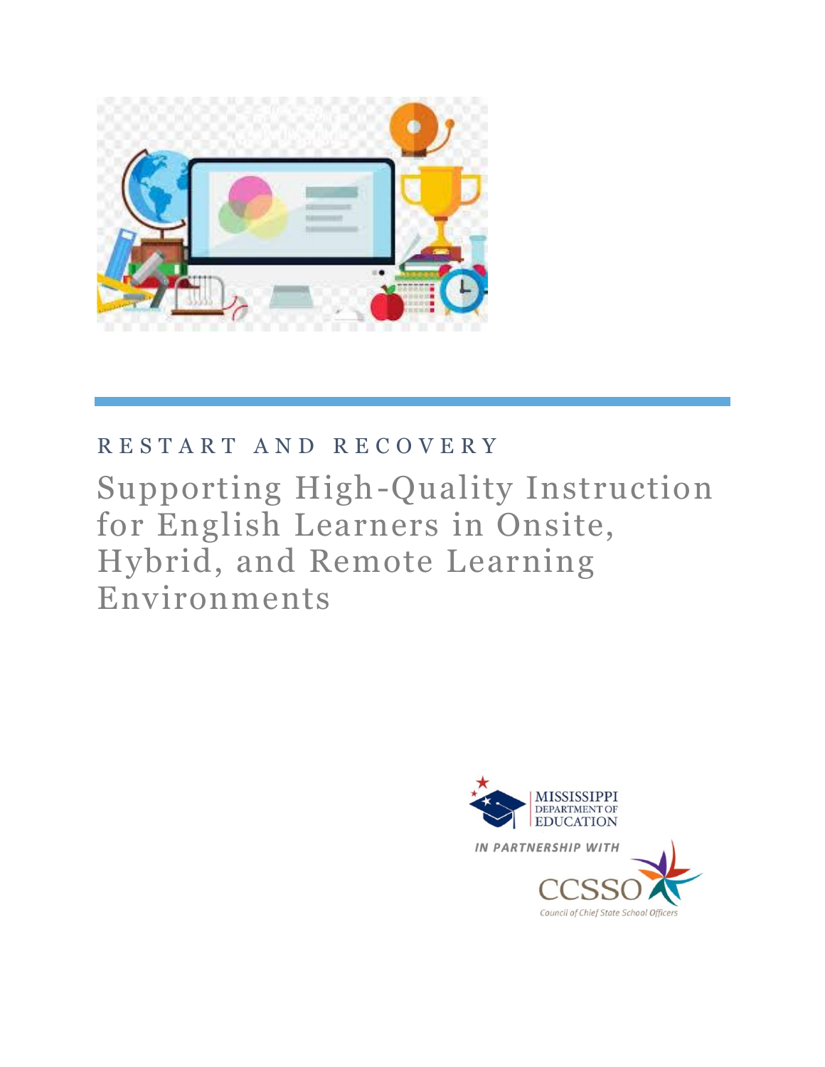RESTART AND RECOVERY

# Supporting High-Quality Instruction for English Learners in Onsite, Hybrid, and Remote Learning Environments

MISSISSIPPI DEPARTMENT OF EDUCATION

*IN PARTNERSHIP WITH*

CCSSO

Council of Chief State School Officers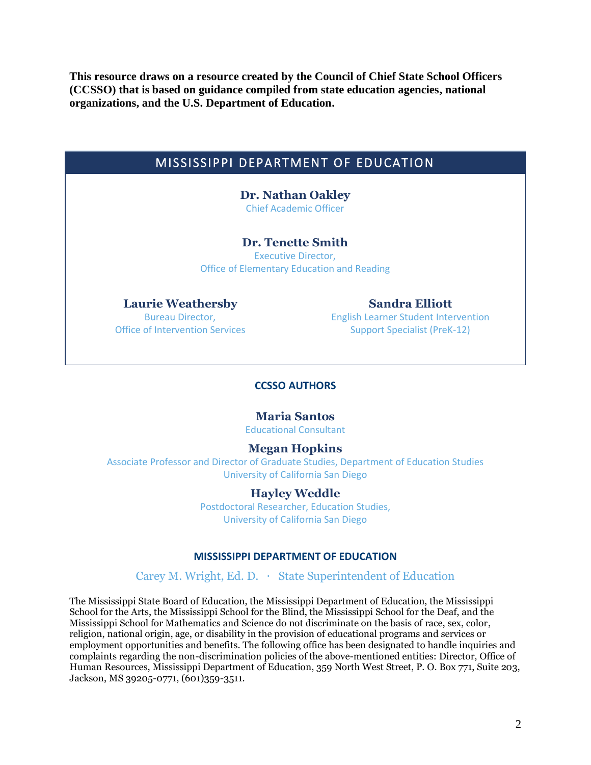**This resource draws on a resource created by the Council of Chief State School Officers (CCSSO) that is based on guidance compiled from state education agencies, national organizations, and the U.S. Department of Education.**

## MISSISSIPPI DEPARTMENT OF EDUCATION

**Dr. Nathan Oakley**
Chief Academic Officer

**Dr. Tenette Smith**
Executive Director,
Office of Elementary Education and Reading

**Laurie Weathersby**
Bureau Director,
Office of Intervention Services

**Sandra Elliott**
English Learner Student Intervention
Support Specialist (PreK-12)

### CCSSO AUTHORS

**Maria Santos**
Educational Consultant

**Megan Hopkins**
Associate Professor and Director of Graduate Studies, Department of Education Studies
University of California San Diego

**Hayley Weddle**
Postdoctoral Researcher, Education Studies,
University of California San Diego

### MISSISSIPPI DEPARTMENT OF EDUCATION

Carey M. Wright, Ed. D. · State Superintendent of Education

The Mississippi State Board of Education, the Mississippi Department of Education, the Mississippi School for the Arts, the Mississippi School for the Blind, the Mississippi School for the Deaf, and the Mississippi School for Mathematics and Science do not discriminate on the basis of race, sex, color, religion, national origin, age, or disability in the provision of educational programs and services or employment opportunities and benefits. The following office has been designated to handle inquiries and complaints regarding the non-discrimination policies of the above-mentioned entities: Director, Office of Human Resources, Mississippi Department of Education, 359 North West Street, P. O. Box 771, Suite 203, Jackson, MS 39205-0771, (601)359-3511.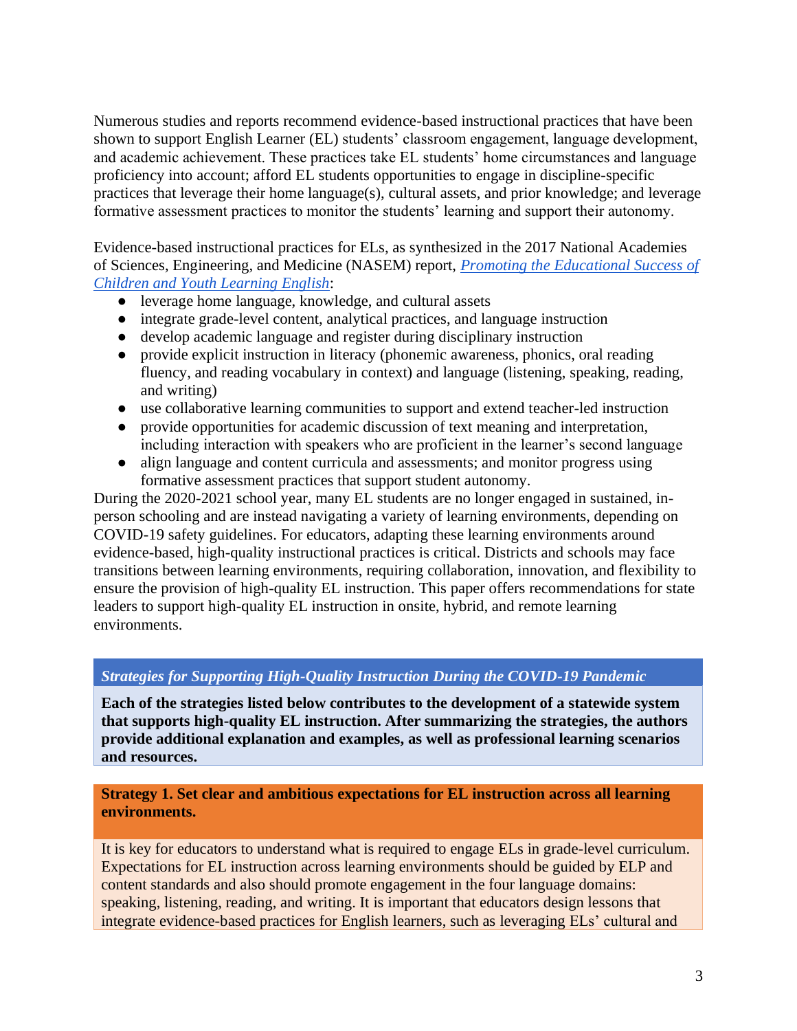Numerous studies and reports recommend evidence-based instructional practices that have been shown to support English Learner (EL) students' classroom engagement, language development, and academic achievement. These practices take EL students' home circumstances and language proficiency into account; afford EL students opportunities to engage in discipline-specific practices that leverage their home language(s), cultural assets, and prior knowledge; and leverage formative assessment practices to monitor the students' learning and support their autonomy.

Evidence-based instructional practices for ELs, as synthesized in the 2017 National Academies of Sciences, Engineering, and Medicine (NASEM) report, *Promoting the Educational Success of Children and Youth Learning English*:

- leverage home language, knowledge, and cultural assets
- integrate grade-level content, analytical practices, and language instruction
- develop academic language and register during disciplinary instruction
- provide explicit instruction in literacy (phonemic awareness, phonics, oral reading fluency, and reading vocabulary in context) and language (listening, speaking, reading, and writing)
- use collaborative learning communities to support and extend teacher-led instruction
- provide opportunities for academic discussion of text meaning and interpretation, including interaction with speakers who are proficient in the learner's second language
- align language and content curricula and assessments; and monitor progress using formative assessment practices that support student autonomy.

During the 2020-2021 school year, many EL students are no longer engaged in sustained, in-person schooling and are instead navigating a variety of learning environments, depending on COVID-19 safety guidelines. For educators, adapting these learning environments around evidence-based, high-quality instructional practices is critical. Districts and schools may face transitions between learning environments, requiring collaboration, innovation, and flexibility to ensure the provision of high-quality EL instruction. This paper offers recommendations for state leaders to support high-quality EL instruction in onsite, hybrid, and remote learning environments.

***Strategies for Supporting High-Quality Instruction During the COVID-19 Pandemic***

**Each of the strategies listed below contributes to the development of a statewide system that supports high-quality EL instruction. After summarizing the strategies, the authors provide additional explanation and examples, as well as professional learning scenarios and resources.**

**Strategy 1. Set clear and ambitious expectations for EL instruction across all learning environments.**

It is key for educators to understand what is required to engage ELs in grade-level curriculum. Expectations for EL instruction across learning environments should be guided by ELP and content standards and also should promote engagement in the four language domains: speaking, listening, reading, and writing. It is important that educators design lessons that integrate evidence-based practices for English learners, such as leveraging ELs' cultural and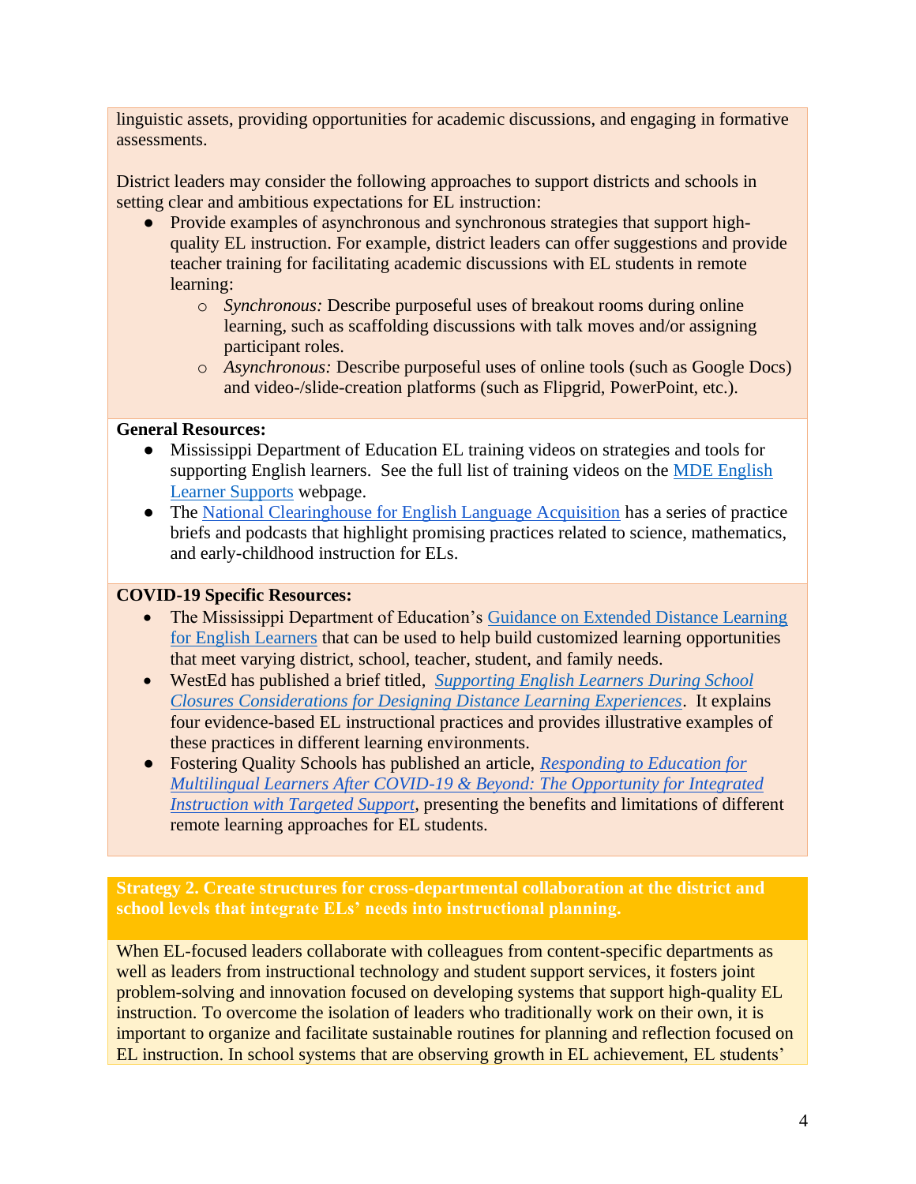linguistic assets, providing opportunities for academic discussions, and engaging in formative assessments.

District leaders may consider the following approaches to support districts and schools in setting clear and ambitious expectations for EL instruction:

- Provide examples of asynchronous and synchronous strategies that support high-quality EL instruction. For example, district leaders can offer suggestions and provide teacher training for facilitating academic discussions with EL students in remote learning:
  - *Synchronous:* Describe purposeful uses of breakout rooms during online learning, such as scaffolding discussions with talk moves and/or assigning participant roles.
  - *Asynchronous:* Describe purposeful uses of online tools (such as Google Docs) and video-/slide-creation platforms (such as Flipgrid, PowerPoint, etc.).

**General Resources:**

- Mississippi Department of Education EL training videos on strategies and tools for supporting English learners. See the full list of training videos on the MDE English Learner Supports webpage.
- The National Clearinghouse for English Language Acquisition has a series of practice briefs and podcasts that highlight promising practices related to science, mathematics, and early-childhood instruction for ELs.

**COVID-19 Specific Resources:**

- The Mississippi Department of Education's Guidance on Extended Distance Learning for English Learners that can be used to help build customized learning opportunities that meet varying district, school, teacher, student, and family needs.
- WestEd has published a brief titled, *Supporting English Learners During School Closures Considerations for Designing Distance Learning Experiences*. It explains four evidence-based EL instructional practices and provides illustrative examples of these practices in different learning environments.
- Fostering Quality Schools has published an article, *Responding to Education for Multilingual Learners After COVID-19 & Beyond: The Opportunity for Integrated Instruction with Targeted Support*, presenting the benefits and limitations of different remote learning approaches for EL students.

**Strategy 2. Create structures for cross-departmental collaboration at the district and school levels that integrate ELs' needs into instructional planning.**

When EL-focused leaders collaborate with colleagues from content-specific departments as well as leaders from instructional technology and student support services, it fosters joint problem-solving and innovation focused on developing systems that support high-quality EL instruction. To overcome the isolation of leaders who traditionally work on their own, it is important to organize and facilitate sustainable routines for planning and reflection focused on EL instruction. In school systems that are observing growth in EL achievement, EL students'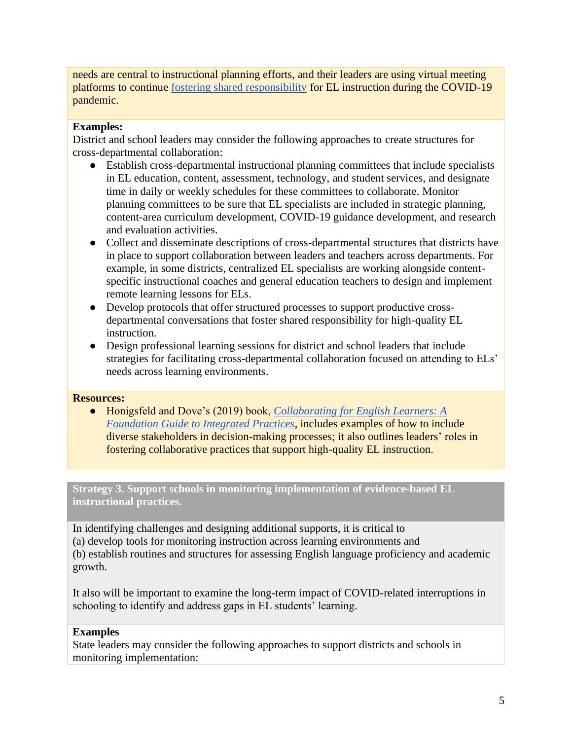needs are central to instructional planning efforts, and their leaders are using virtual meeting platforms to continue [fostering shared responsibility]() for EL instruction during the COVID-19 pandemic.

**Examples:**
District and school leaders may consider the following approaches to create structures for cross-departmental collaboration:

- Establish cross-departmental instructional planning committees that include specialists in EL education, content, assessment, technology, and student services, and designate time in daily or weekly schedules for these committees to collaborate. Monitor planning committees to be sure that EL specialists are included in strategic planning, content-area curriculum development, COVID-19 guidance development, and research and evaluation activities.
- Collect and disseminate descriptions of cross-departmental structures that districts have in place to support collaboration between leaders and teachers across departments. For example, in some districts, centralized EL specialists are working alongside content-specific instructional coaches and general education teachers to design and implement remote learning lessons for ELs.
- Develop protocols that offer structured processes to support productive cross-departmental conversations that foster shared responsibility for high-quality EL instruction.
- Design professional learning sessions for district and school leaders that include strategies for facilitating cross-departmental collaboration focused on attending to ELs' needs across learning environments.

**Resources:**

- Honigsfeld and Dove's (2019) book, *[Collaborating for English Learners: A Foundation Guide to Integrated Practices]()*, includes examples of how to include diverse stakeholders in decision-making processes; it also outlines leaders' roles in fostering collaborative practices that support high-quality EL instruction.

**Strategy 3. Support schools in monitoring implementation of evidence-based EL instructional practices.**

In identifying challenges and designing additional supports, it is critical to
(a) develop tools for monitoring instruction across learning environments and
(b) establish routines and structures for assessing English language proficiency and academic growth.

It also will be important to examine the long-term impact of COVID-related interruptions in schooling to identify and address gaps in EL students' learning.

**Examples**
State leaders may consider the following approaches to support districts and schools in monitoring implementation: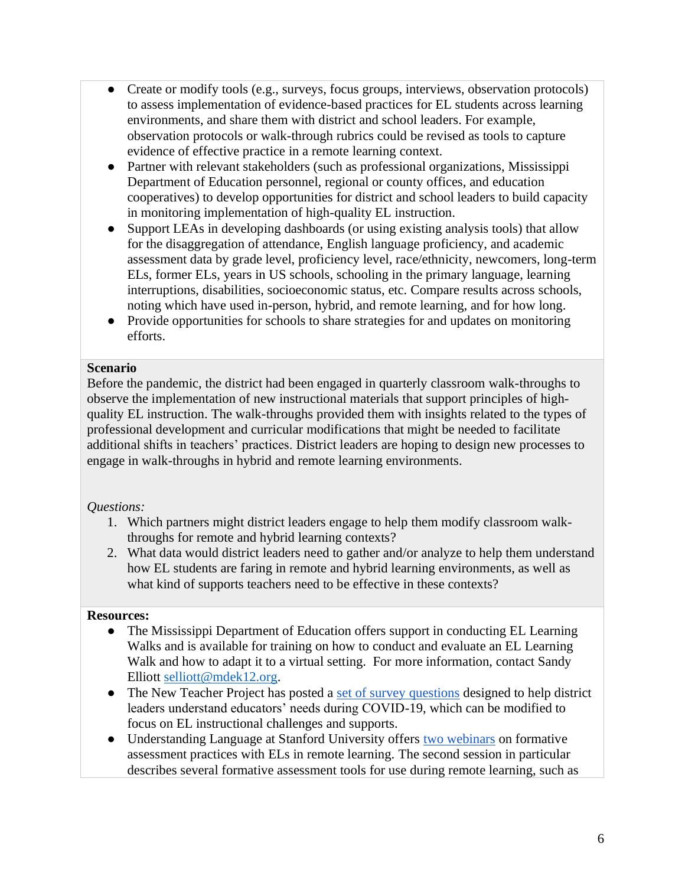- Create or modify tools (e.g., surveys, focus groups, interviews, observation protocols) to assess implementation of evidence-based practices for EL students across learning environments, and share them with district and school leaders. For example, observation protocols or walk-through rubrics could be revised as tools to capture evidence of effective practice in a remote learning context.
- Partner with relevant stakeholders (such as professional organizations, Mississippi Department of Education personnel, regional or county offices, and education cooperatives) to develop opportunities for district and school leaders to build capacity in monitoring implementation of high-quality EL instruction.
- Support LEAs in developing dashboards (or using existing analysis tools) that allow for the disaggregation of attendance, English language proficiency, and academic assessment data by grade level, proficiency level, race/ethnicity, newcomers, long-term ELs, former ELs, years in US schools, schooling in the primary language, learning interruptions, disabilities, socioeconomic status, etc. Compare results across schools, noting which have used in-person, hybrid, and remote learning, and for how long.
- Provide opportunities for schools to share strategies for and updates on monitoring efforts.

**Scenario**

Before the pandemic, the district had been engaged in quarterly classroom walk-throughs to observe the implementation of new instructional materials that support principles of high-quality EL instruction. The walk-throughs provided them with insights related to the types of professional development and curricular modifications that might be needed to facilitate additional shifts in teachers' practices. District leaders are hoping to design new processes to engage in walk-throughs in hybrid and remote learning environments.

*Questions:*

1. Which partners might district leaders engage to help them modify classroom walk-throughs for remote and hybrid learning contexts?
2. What data would district leaders need to gather and/or analyze to help them understand how EL students are faring in remote and hybrid learning environments, as well as what kind of supports teachers need to be effective in these contexts?

**Resources:**

- The Mississippi Department of Education offers support in conducting EL Learning Walks and is available for training on how to conduct and evaluate an EL Learning Walk and how to adapt it to a virtual setting. For more information, contact Sandy Elliott selliott@mdek12.org.
- The New Teacher Project has posted a set of survey questions designed to help district leaders understand educators' needs during COVID-19, which can be modified to focus on EL instructional challenges and supports.
- Understanding Language at Stanford University offers two webinars on formative assessment practices with ELs in remote learning. The second session in particular describes several formative assessment tools for use during remote learning, such as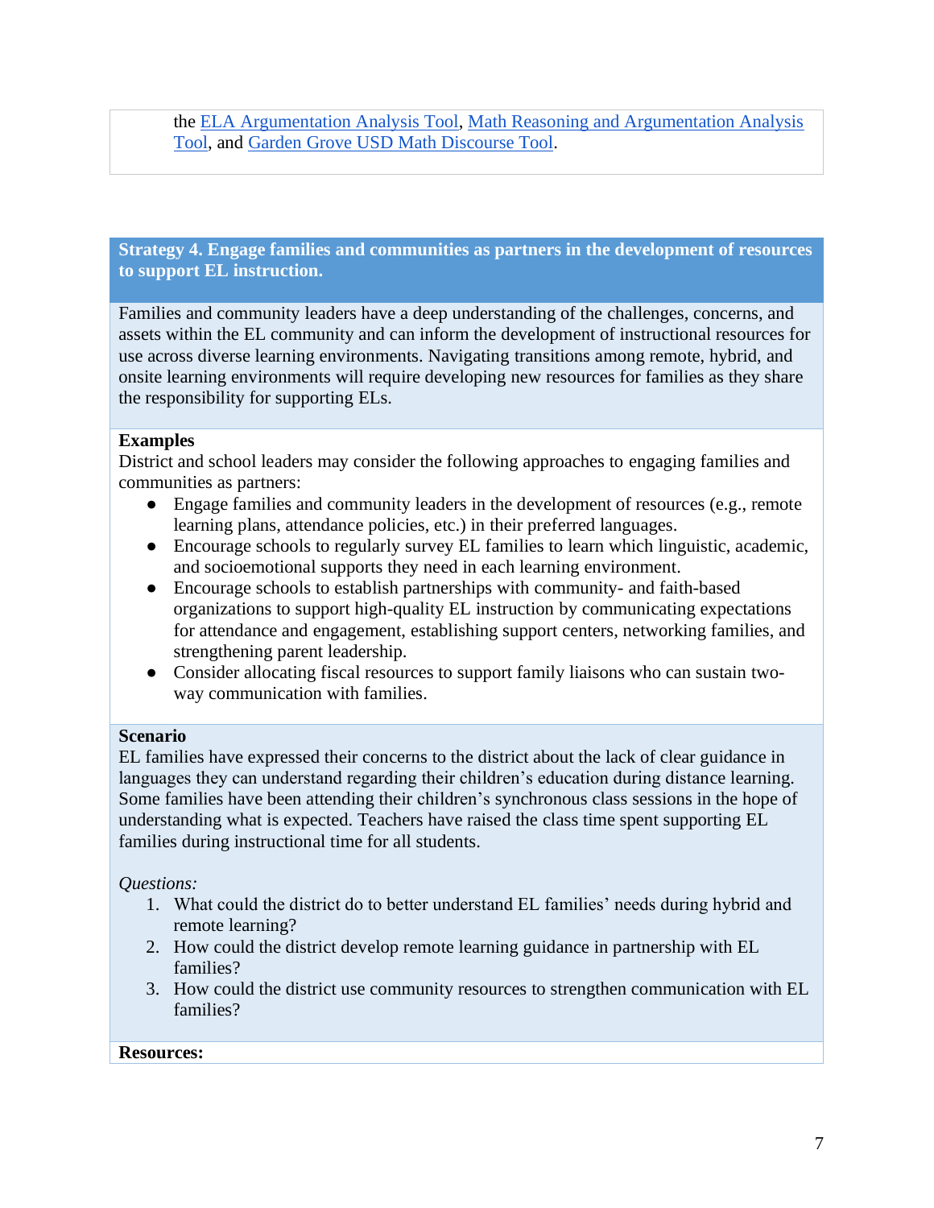the ELA Argumentation Analysis Tool, Math Reasoning and Argumentation Analysis Tool, and Garden Grove USD Math Discourse Tool.

## Strategy 4. Engage families and communities as partners in the development of resources to support EL instruction.

Families and community leaders have a deep understanding of the challenges, concerns, and assets within the EL community and can inform the development of instructional resources for use across diverse learning environments. Navigating transitions among remote, hybrid, and onsite learning environments will require developing new resources for families as they share the responsibility for supporting ELs.

**Examples**

District and school leaders may consider the following approaches to engaging families and communities as partners:

- Engage families and community leaders in the development of resources (e.g., remote learning plans, attendance policies, etc.) in their preferred languages.
- Encourage schools to regularly survey EL families to learn which linguistic, academic, and socioemotional supports they need in each learning environment.
- Encourage schools to establish partnerships with community- and faith-based organizations to support high-quality EL instruction by communicating expectations for attendance and engagement, establishing support centers, networking families, and strengthening parent leadership.
- Consider allocating fiscal resources to support family liaisons who can sustain two-way communication with families.

**Scenario**

EL families have expressed their concerns to the district about the lack of clear guidance in languages they can understand regarding their children's education during distance learning. Some families have been attending their children's synchronous class sessions in the hope of understanding what is expected. Teachers have raised the class time spent supporting EL families during instructional time for all students.

*Questions:*

1. What could the district do to better understand EL families' needs during hybrid and remote learning?
2. How could the district develop remote learning guidance in partnership with EL families?
3. How could the district use community resources to strengthen communication with EL families?

**Resources:**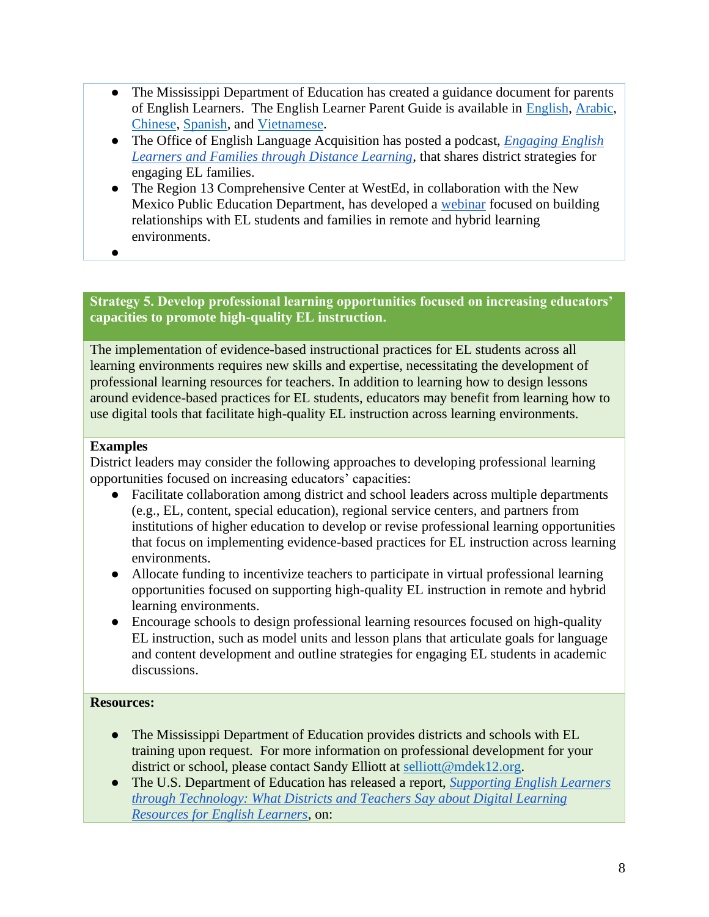- The Mississippi Department of Education has created a guidance document for parents of English Learners. The English Learner Parent Guide is available in English, Arabic, Chinese, Spanish, and Vietnamese.
- The Office of English Language Acquisition has posted a podcast, *Engaging English Learners and Families through Distance Learning*, that shares district strategies for engaging EL families.
- The Region 13 Comprehensive Center at WestEd, in collaboration with the New Mexico Public Education Department, has developed a webinar focused on building relationships with EL students and families in remote and hybrid learning environments.

**Strategy 5. Develop professional learning opportunities focused on increasing educators' capacities to promote high-quality EL instruction.**

The implementation of evidence-based instructional practices for EL students across all learning environments requires new skills and expertise, necessitating the development of professional learning resources for teachers. In addition to learning how to design lessons around evidence-based practices for EL students, educators may benefit from learning how to use digital tools that facilitate high-quality EL instruction across learning environments.

**Examples**

District leaders may consider the following approaches to developing professional learning opportunities focused on increasing educators' capacities:

- Facilitate collaboration among district and school leaders across multiple departments (e.g., EL, content, special education), regional service centers, and partners from institutions of higher education to develop or revise professional learning opportunities that focus on implementing evidence-based practices for EL instruction across learning environments.
- Allocate funding to incentivize teachers to participate in virtual professional learning opportunities focused on supporting high-quality EL instruction in remote and hybrid learning environments.
- Encourage schools to design professional learning resources focused on high-quality EL instruction, such as model units and lesson plans that articulate goals for language and content development and outline strategies for engaging EL students in academic discussions.

**Resources:**

- The Mississippi Department of Education provides districts and schools with EL training upon request. For more information on professional development for your district or school, please contact Sandy Elliott at selliott@mdek12.org.
- The U.S. Department of Education has released a report, *Supporting English Learners through Technology: What Districts and Teachers Say about Digital Learning Resources for English Learners*, on: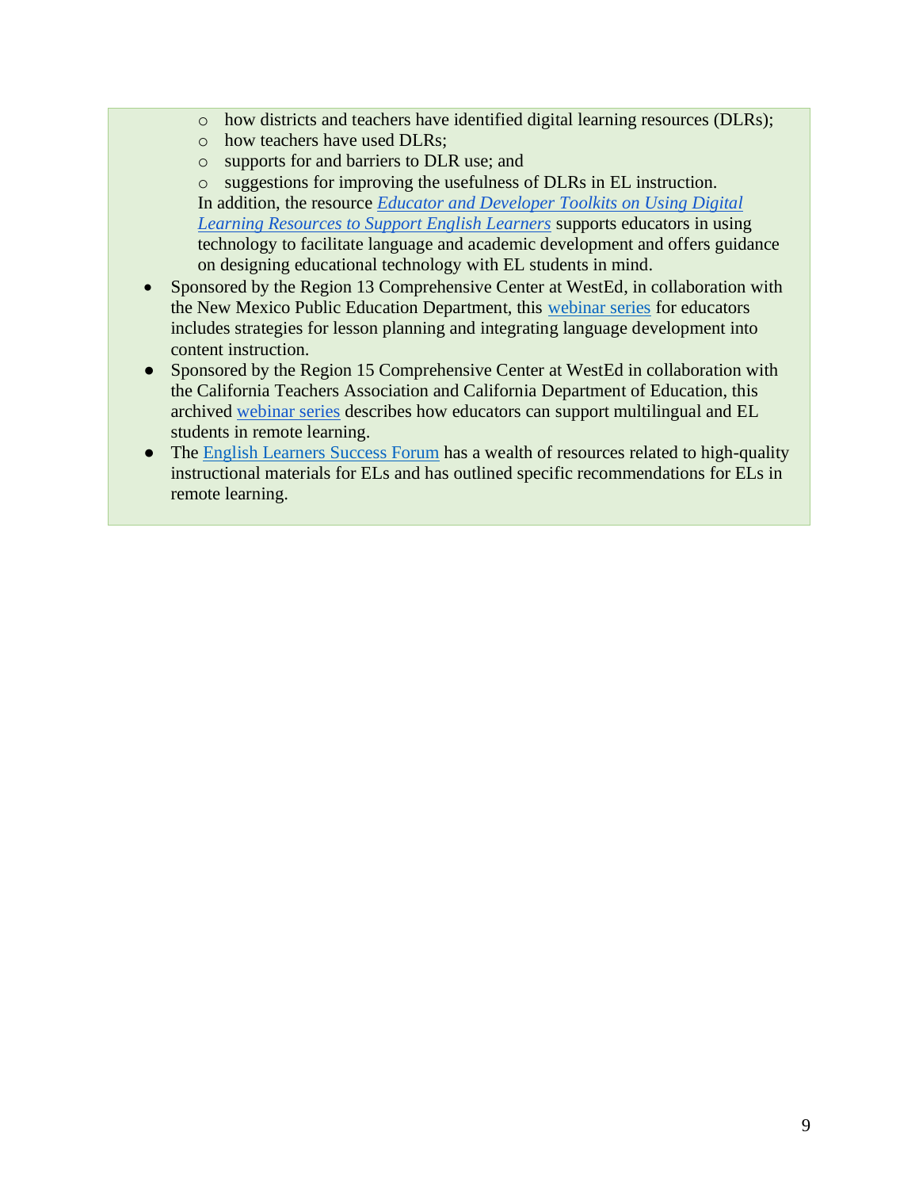- how districts and teachers have identified digital learning resources (DLRs);
  - how teachers have used DLRs;
  - supports for and barriers to DLR use; and
  - suggestions for improving the usefulness of DLRs in EL instruction.

  In addition, the resource *Educator and Developer Toolkits on Using Digital Learning Resources to Support English Learners* supports educators in using technology to facilitate language and academic development and offers guidance on designing educational technology with EL students in mind.

- Sponsored by the Region 13 Comprehensive Center at WestEd, in collaboration with the New Mexico Public Education Department, this webinar series for educators includes strategies for lesson planning and integrating language development into content instruction.
- Sponsored by the Region 15 Comprehensive Center at WestEd in collaboration with the California Teachers Association and California Department of Education, this archived webinar series describes how educators can support multilingual and EL students in remote learning.
- The English Learners Success Forum has a wealth of resources related to high-quality instructional materials for ELs and has outlined specific recommendations for ELs in remote learning.